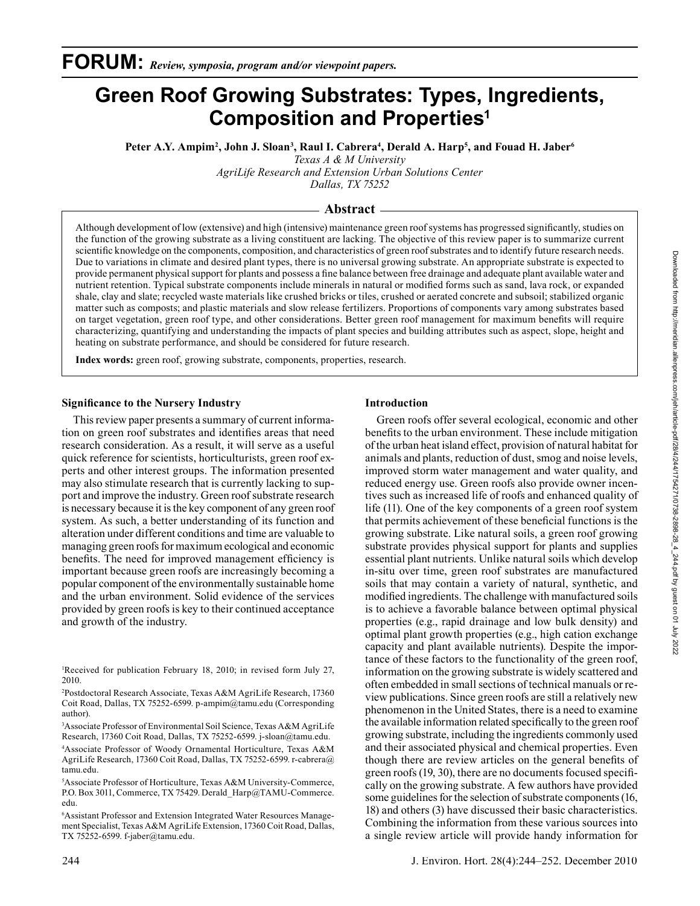**FORUM:** *Review, symposia, program and/or viewpoint papers.*

# Green Roof Growing Substrates: Types, Ingredients, Composition and Properties[1]

**Peter A.Y. Ampim[2], John J. Sloan[3], Raul I. Cabrera[4], Derald A. Harp[5], and Fouad H. Jaber[6]**

*Texas A & M University*
*AgriLife Research and Extension Urban Solutions Center*
*Dallas, TX 75252*

## Abstract

Although development of low (extensive) and high (intensive) maintenance green roof systems has progressed significantly, studies on the function of the growing substrate as a living constituent are lacking. The objective of this review paper is to summarize current scientific knowledge on the components, composition, and characteristics of green roof substrates and to identify future research needs. Due to variations in climate and desired plant types, there is no universal growing substrate. An appropriate substrate is expected to provide permanent physical support for plants and possess a fine balance between free drainage and adequate plant available water and nutrient retention. Typical substrate components include minerals in natural or modified forms such as sand, lava rock, or expanded shale, clay and slate; recycled waste materials like crushed bricks or tiles, crushed or aerated concrete and subsoil; stabilized organic matter such as composts; and plastic materials and slow release fertilizers. Proportions of components vary among substrates based on target vegetation, green roof type, and other considerations. Better green roof management for maximum benefits will require characterizing, quantifying and understanding the impacts of plant species and building attributes such as aspect, slope, height and heating on substrate performance, and should be considered for future research.

**Index words:** green roof, growing substrate, components, properties, research.

### Significance to the Nursery Industry

This review paper presents a summary of current information on green roof substrates and identifies areas that need research consideration. As a result, it will serve as a useful quick reference for scientists, horticulturists, green roof experts and other interest groups. The information presented may also stimulate research that is currently lacking to support and improve the industry. Green roof substrate research is necessary because it is the key component of any green roof system. As such, a better understanding of its function and alteration under different conditions and time are valuable to managing green roofs for maximum ecological and economic benefits. The need for improved management efficiency is important because green roofs are increasingly becoming a popular component of the environmentally sustainable home and the urban environment. Solid evidence of the services provided by green roofs is key to their continued acceptance and growth of the industry.

[1]Received for publication February 18, 2010; in revised form July 27, 2010.

[2]Postdoctoral Research Associate, Texas A&M AgriLife Research, 17360 Coit Road, Dallas, TX 75252-6599. p-ampim@tamu.edu (Corresponding author).

[3]Associate Professor of Environmental Soil Science, Texas A&M AgriLife Research, 17360 Coit Road, Dallas, TX 75252-6599. j-sloan@tamu.edu.

[4]Associate Professor of Woody Ornamental Horticulture, Texas A&M AgriLife Research, 17360 Coit Road, Dallas, TX 75252-6599. r-cabrera@tamu.edu.

[5]Associate Professor of Horticulture, Texas A&M University-Commerce, P.O. Box 3011, Commerce, TX 75429. Derald_Harp@TAMU-Commerce.edu.

[6]Assistant Professor and Extension Integrated Water Resources Management Specialist, Texas A&M AgriLife Extension, 17360 Coit Road, Dallas, TX 75252-6599. f-jaber@tamu.edu.

### Introduction

Green roofs offer several ecological, economic and other benefits to the urban environment. These include mitigation of the urban heat island effect, provision of natural habitat for animals and plants, reduction of dust, smog and noise levels, improved storm water management and water quality, and reduced energy use. Green roofs also provide owner incentives such as increased life of roofs and enhanced quality of life (11). One of the key components of a green roof system that permits achievement of these beneficial functions is the growing substrate. Like natural soils, a green roof growing substrate provides physical support for plants and supplies essential plant nutrients. Unlike natural soils which develop in-situ over time, green roof substrates are manufactured soils that may contain a variety of natural, synthetic, and modified ingredients. The challenge with manufactured soils is to achieve a favorable balance between optimal physical properties (e.g., rapid drainage and low bulk density) and optimal plant growth properties (e.g., high cation exchange capacity and plant available nutrients). Despite the importance of these factors to the functionality of the green roof, information on the growing substrate is widely scattered and often embedded in small sections of technical manuals or review publications. Since green roofs are still a relatively new phenomenon in the United States, there is a need to examine the available information related specifically to the green roof growing substrate, including the ingredients commonly used and their associated physical and chemical properties. Even though there are review articles on the general benefits of green roofs (19, 30), there are no documents focused specifically on the growing substrate. A few authors have provided some guidelines for the selection of substrate components (16, 18) and others (3) have discussed their basic characteristics. Combining the information from these various sources into a single review article will provide handy information for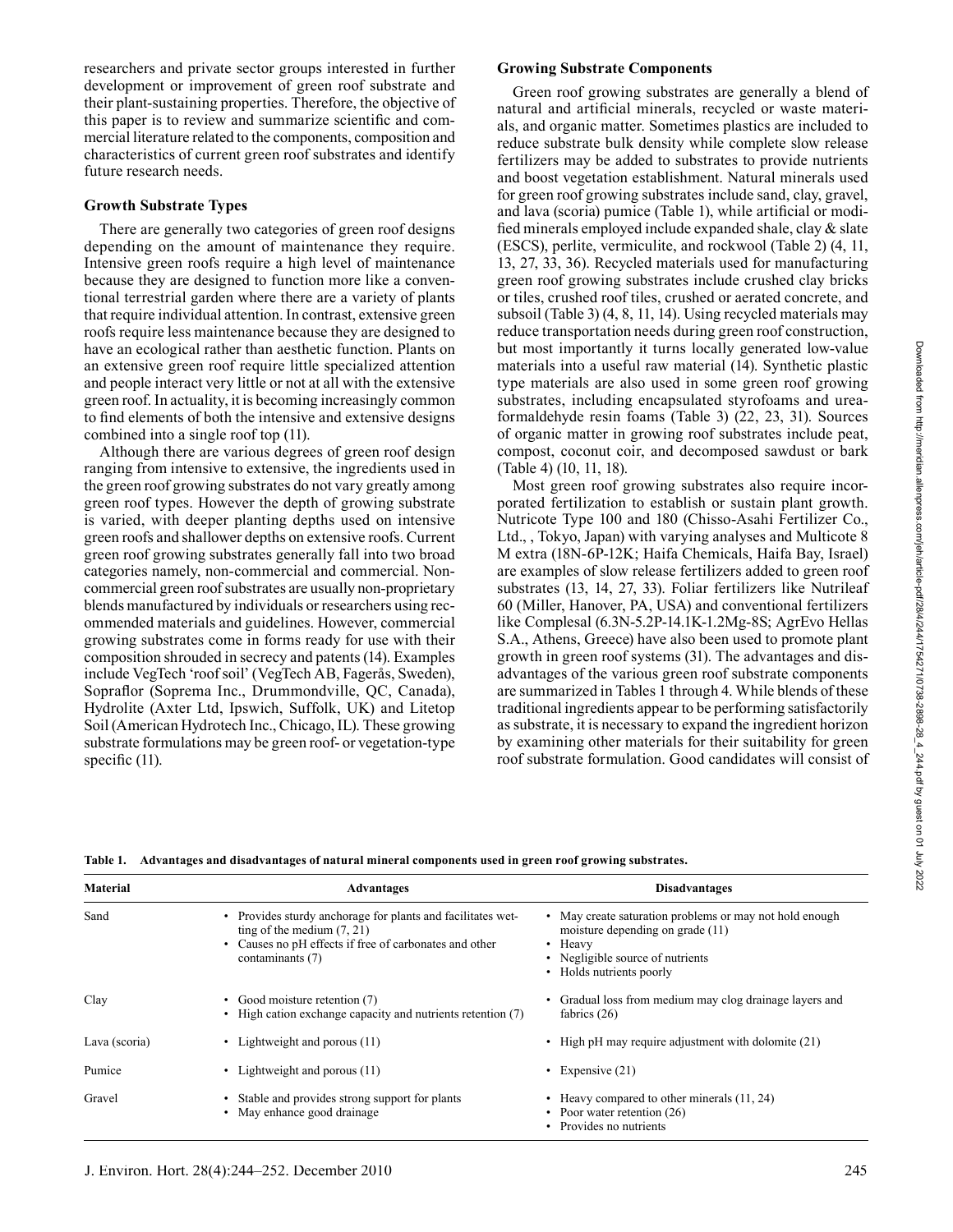researchers and private sector groups interested in further development or improvement of green roof substrate and their plant-sustaining properties. Therefore, the objective of this paper is to review and summarize scientific and commercial literature related to the components, composition and characteristics of current green roof substrates and identify future research needs.

### Growth Substrate Types

There are generally two categories of green roof designs depending on the amount of maintenance they require. Intensive green roofs require a high level of maintenance because they are designed to function more like a conventional terrestrial garden where there are a variety of plants that require individual attention. In contrast, extensive green roofs require less maintenance because they are designed to have an ecological rather than aesthetic function. Plants on an extensive green roof require little specialized attention and people interact very little or not at all with the extensive green roof. In actuality, it is becoming increasingly common to find elements of both the intensive and extensive designs combined into a single roof top (11).

Although there are various degrees of green roof design ranging from intensive to extensive, the ingredients used in the green roof growing substrates do not vary greatly among green roof types. However the depth of growing substrate is varied, with deeper planting depths used on intensive green roofs and shallower depths on extensive roofs. Current green roof growing substrates generally fall into two broad categories namely, non-commercial and commercial. Non-commercial green roof substrates are usually non-proprietary blends manufactured by individuals or researchers using recommended materials and guidelines. However, commercial growing substrates come in forms ready for use with their composition shrouded in secrecy and patents (14). Examples include VegTech 'roof soil' (VegTech AB, Fagerås, Sweden), Sopraflor (Soprema Inc., Drummondville, QC, Canada), Hydrolite (Axter Ltd, Ipswich, Suffolk, UK) and Litetop Soil (American Hydrotech Inc., Chicago, IL). These growing substrate formulations may be green roof- or vegetation-type specific (11).

### Growing Substrate Components

Green roof growing substrates are generally a blend of natural and artificial minerals, recycled or waste materials, and organic matter. Sometimes plastics are included to reduce substrate bulk density while complete slow release fertilizers may be added to substrates to provide nutrients and boost vegetation establishment. Natural minerals used for green roof growing substrates include sand, clay, gravel, and lava (scoria) pumice (Table 1), while artificial or modified minerals employed include expanded shale, clay & slate (ESCS), perlite, vermiculite, and rockwool (Table 2) (4, 11, 13, 27, 33, 36). Recycled materials used for manufacturing green roof growing substrates include crushed clay bricks or tiles, crushed roof tiles, crushed or aerated concrete, and subsoil (Table 3) (4, 8, 11, 14). Using recycled materials may reduce transportation needs during green roof construction, but most importantly it turns locally generated low-value materials into a useful raw material (14). Synthetic plastic type materials are also used in some green roof growing substrates, including encapsulated styrofoams and urea-formaldehyde resin foams (Table 3) (22, 23, 31). Sources of organic matter in growing roof substrates include peat, compost, coconut coir, and decomposed sawdust or bark (Table 4) (10, 11, 18).

Most green roof growing substrates also require incorporated fertilization to establish or sustain plant growth. Nutricote Type 100 and 180 (Chisso-Asahi Fertilizer Co., Ltd., , Tokyo, Japan) with varying analyses and Multicote 8 M extra (18N-6P-12K; Haifa Chemicals, Haifa Bay, Israel) are examples of slow release fertilizers added to green roof substrates (13, 14, 27, 33). Foliar fertilizers like Nutrileaf 60 (Miller, Hanover, PA, USA) and conventional fertilizers like Complesal (6.3N-5.2P-14.1K-1.2Mg-8S; AgrEvo Hellas S.A., Athens, Greece) have also been used to promote plant growth in green roof systems (31). The advantages and disadvantages of the various green roof substrate components are summarized in Tables 1 through 4. While blends of these traditional ingredients appear to be performing satisfactorily as substrate, it is necessary to expand the ingredient horizon by examining other materials for their suitability for green roof substrate formulation. Good candidates will consist of

**Table 1. Advantages and disadvantages of natural mineral components used in green roof growing substrates.**

| Material | Advantages | Disadvantages |
|---|---|---|
| Sand | • Provides sturdy anchorage for plants and facilitates wetting of the medium (7, 21)<br>• Causes no pH effects if free of carbonates and other contaminants (7) | • May create saturation problems or may not hold enough moisture depending on grade (11)<br>• Heavy<br>• Negligible source of nutrients<br>• Holds nutrients poorly |
| Clay | • Good moisture retention (7)<br>• High cation exchange capacity and nutrients retention (7) | • Gradual loss from medium may clog drainage layers and fabrics (26) |
| Lava (scoria) | • Lightweight and porous (11) | • High pH may require adjustment with dolomite (21) |
| Pumice | • Lightweight and porous (11) | • Expensive (21) |
| Gravel | • Stable and provides strong support for plants<br>• May enhance good drainage | • Heavy compared to other minerals (11, 24)<br>• Poor water retention (26)<br>• Provides no nutrients |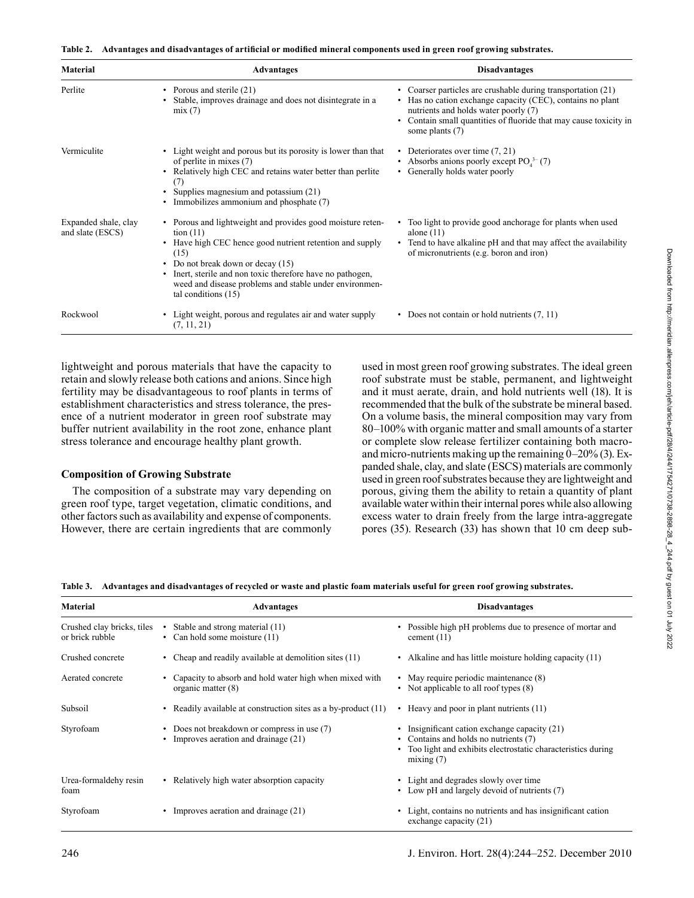**Table 2. Advantages and disadvantages of artificial or modified mineral components used in green roof growing substrates.**

| Material | Advantages | Disadvantages |
|---|---|---|
| Perlite | • Porous and sterile (21)<br>• Stable, improves drainage and does not disintegrate in a mix (7) | • Coarser particles are crushable during transportation (21)<br>• Has no cation exchange capacity (CEC), contains no plant nutrients and holds water poorly (7)<br>• Contain small quantities of fluoride that may cause toxicity in some plants (7) |
| Vermiculite | • Light weight and porous but its porosity is lower than that of perlite in mixes (7)<br>• Relatively high CEC and retains water better than perlite (7)<br>• Supplies magnesium and potassium (21)<br>• Immobilizes ammonium and phosphate (7) | • Deteriorates over time (7, 21)<br>• Absorbs anions poorly except $PO_4^{3-}$ (7)<br>• Generally holds water poorly |
| Expanded shale, clay and slate (ESCS) | • Porous and lightweight and provides good moisture retention (11)<br>• Have high CEC hence good nutrient retention and supply (15)<br>• Do not break down or decay (15)<br>• Inert, sterile and non toxic therefore have no pathogen, weed and disease problems and stable under environmental conditions (15) | • Too light to provide good anchorage for plants when used alone (11)<br>• Tend to have alkaline pH and that may affect the availability of micronutrients (e.g. boron and iron) |
| Rockwool | • Light weight, porous and regulates air and water supply (7, 11, 21) | • Does not contain or hold nutrients (7, 11) |

lightweight and porous materials that have the capacity to retain and slowly release both cations and anions. Since high fertility may be disadvantageous to roof plants in terms of establishment characteristics and stress tolerance, the presence of a nutrient moderator in green roof substrate may buffer nutrient availability in the root zone, enhance plant stress tolerance and encourage healthy plant growth.

### Composition of Growing Substrate

The composition of a substrate may vary depending on green roof type, target vegetation, climatic conditions, and other factors such as availability and expense of components. However, there are certain ingredients that are commonly used in most green roof growing substrates. The ideal green roof substrate must be stable, permanent, and lightweight and it must aerate, drain, and hold nutrients well (18). It is recommended that the bulk of the substrate be mineral based. On a volume basis, the mineral composition may vary from 80–100% with organic matter and small amounts of a starter or complete slow release fertilizer containing both macro- and micro-nutrients making up the remaining 0–20% (3). Expanded shale, clay, and slate (ESCS) materials are commonly used in green roof substrates because they are lightweight and porous, giving them the ability to retain a quantity of plant available water within their internal pores while also allowing excess water to drain freely from the large intra-aggregate pores (35). Research (33) has shown that 10 cm deep sub-

**Table 3. Advantages and disadvantages of recycled or waste and plastic foam materials useful for green roof growing substrates.**

| Material | Advantages | Disadvantages |
|---|---|---|
| Crushed clay bricks, tiles or brick rubble | • Stable and strong material (11)<br>• Can hold some moisture (11) | • Possible high pH problems due to presence of mortar and cement (11) |
| Crushed concrete | • Cheap and readily available at demolition sites (11) | • Alkaline and has little moisture holding capacity (11) |
| Aerated concrete | • Capacity to absorb and hold water high when mixed with organic matter (8) | • May require periodic maintenance (8)<br>• Not applicable to all roof types (8) |
| Subsoil | • Readily available at construction sites as a by-product (11) | • Heavy and poor in plant nutrients (11) |
| Styrofoam | • Does not breakdown or compress in use (7)<br>• Improves aeration and drainage (21) | • Insignificant cation exchange capacity (21)<br>• Contains and holds no nutrients (7)<br>• Too light and exhibits electrostatic characteristics during mixing (7) |
| Urea-formaldehy resin foam | • Relatively high water absorption capacity | • Light and degrades slowly over time<br>• Low pH and largely devoid of nutrients (7) |
| Styrofoam | • Improves aeration and drainage (21) | • Light, contains no nutrients and has insignificant cation exchange capacity (21) |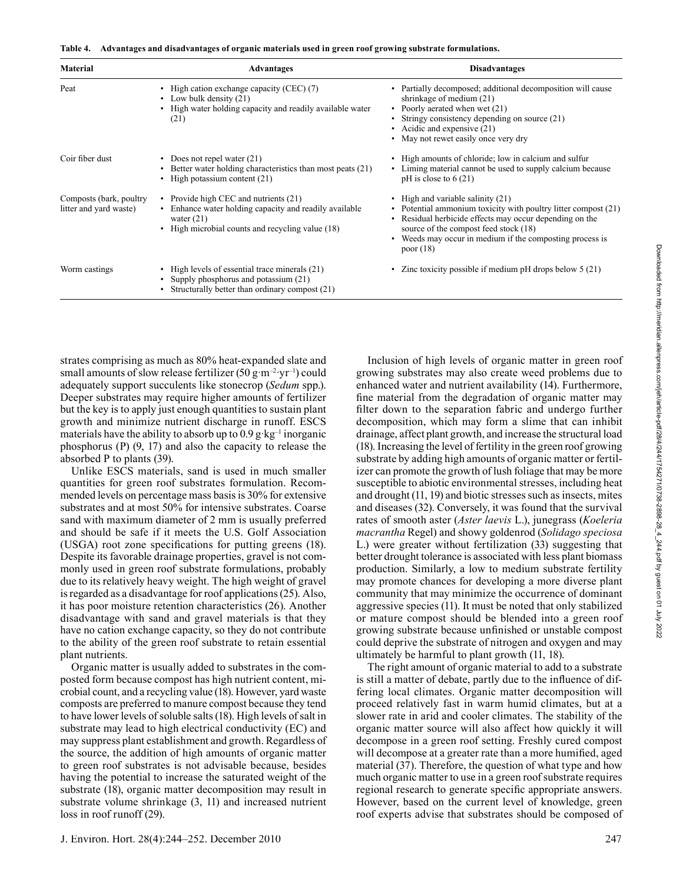**Table 4. Advantages and disadvantages of organic materials used in green roof growing substrate formulations.**

| Material | Advantages | Disadvantages |
|---|---|---|
| Peat | • High cation exchange capacity (CEC) (7)<br>• Low bulk density (21)<br>• High water holding capacity and readily available water (21) | • Partially decomposed; additional decomposition will cause shrinkage of medium (21)<br>• Poorly aerated when wet (21)<br>• Stringy consistency depending on source (21)<br>• Acidic and expensive (21)<br>• May not rewet easily once very dry |
| Coir fiber dust | • Does not repel water (21)<br>• Better water holding characteristics than most peats (21)<br>• High potassium content (21) | • High amounts of chloride; low in calcium and sulfur<br>• Liming material cannot be used to supply calcium because pH is close to 6 (21) |
| Composts (bark, poultry litter and yard waste) | • Provide high CEC and nutrients (21)<br>• Enhance water holding capacity and readily available water (21)<br>• High microbial counts and recycling value (18) | • High and variable salinity (21)<br>• Potential ammonium toxicity with poultry litter compost (21)<br>• Residual herbicide effects may occur depending on the source of the compost feed stock (18)<br>• Weeds may occur in medium if the composting process is poor (18) |
| Worm castings | • High levels of essential trace minerals (21)<br>• Supply phosphorus and potassium (21)<br>• Structurally better than ordinary compost (21) | • Zinc toxicity possible if medium pH drops below 5 (21) |

strates comprising as much as 80% heat-expanded slate and small amounts of slow release fertilizer (50 $g \cdot m^{-2} \cdot yr^{-1}$) could adequately support succulents like stonecrop (*Sedum* spp.). Deeper substrates may require higher amounts of fertilizer but the key is to apply just enough quantities to sustain plant growth and minimize nutrient discharge in runoff. ESCS materials have the ability to absorb up to 0.9 $g \cdot kg^{-1}$ inorganic phosphorus (P) (9, 17) and also the capacity to release the absorbed P to plants (39).

Unlike ESCS materials, sand is used in much smaller quantities for green roof substrates formulation. Recommended levels on percentage mass basis is 30% for extensive substrates and at most 50% for intensive substrates. Coarse sand with maximum diameter of 2 mm is usually preferred and should be safe if it meets the U.S. Golf Association (USGA) root zone specifications for putting greens (18). Despite its favorable drainage properties, gravel is not commonly used in green roof substrate formulations, probably due to its relatively heavy weight. The high weight of gravel is regarded as a disadvantage for roof applications (25). Also, it has poor moisture retention characteristics (26). Another disadvantage with sand and gravel materials is that they have no cation exchange capacity, so they do not contribute to the ability of the green roof substrate to retain essential plant nutrients.

Organic matter is usually added to substrates in the composted form because compost has high nutrient content, microbial count, and a recycling value (18). However, yard waste composts are preferred to manure compost because they tend to have lower levels of soluble salts (18). High levels of salt in substrate may lead to high electrical conductivity (EC) and may suppress plant establishment and growth. Regardless of the source, the addition of high amounts of organic matter to green roof substrates is not advisable because, besides having the potential to increase the saturated weight of the substrate (18), organic matter decomposition may result in substrate volume shrinkage (3, 11) and increased nutrient loss in roof runoff (29).

Inclusion of high levels of organic matter in green roof growing substrates may also create weed problems due to enhanced water and nutrient availability (14). Furthermore, fine material from the degradation of organic matter may filter down to the separation fabric and undergo further decomposition, which may form a slime that can inhibit drainage, affect plant growth, and increase the structural load (18). Increasing the level of fertility in the green roof growing substrate by adding high amounts of organic matter or fertilizer can promote the growth of lush foliage that may be more susceptible to abiotic environmental stresses, including heat and drought (11, 19) and biotic stresses such as insects, mites and diseases (32). Conversely, it was found that the survival rates of smooth aster (*Aster laevis* L.), junegrass (*Koeleria macrantha* Regel) and showy goldenrod (*Solidago speciosa* L.) were greater without fertilization (33) suggesting that better drought tolerance is associated with less plant biomass production. Similarly, a low to medium substrate fertility may promote chances for developing a more diverse plant community that may minimize the occurrence of dominant aggressive species (11). It must be noted that only stabilized or mature compost should be blended into a green roof growing substrate because unfinished or unstable compost could deprive the substrate of nitrogen and oxygen and may ultimately be harmful to plant growth (11, 18).

The right amount of organic material to add to a substrate is still a matter of debate, partly due to the influence of differing local climates. Organic matter decomposition will proceed relatively fast in warm humid climates, but at a slower rate in arid and cooler climates. The stability of the organic matter source will also affect how quickly it will decompose in a green roof setting. Freshly cured compost will decompose at a greater rate than a more humified, aged material (37). Therefore, the question of what type and how much organic matter to use in a green roof substrate requires regional research to generate specific appropriate answers. However, based on the current level of knowledge, green roof experts advise that substrates should be composed of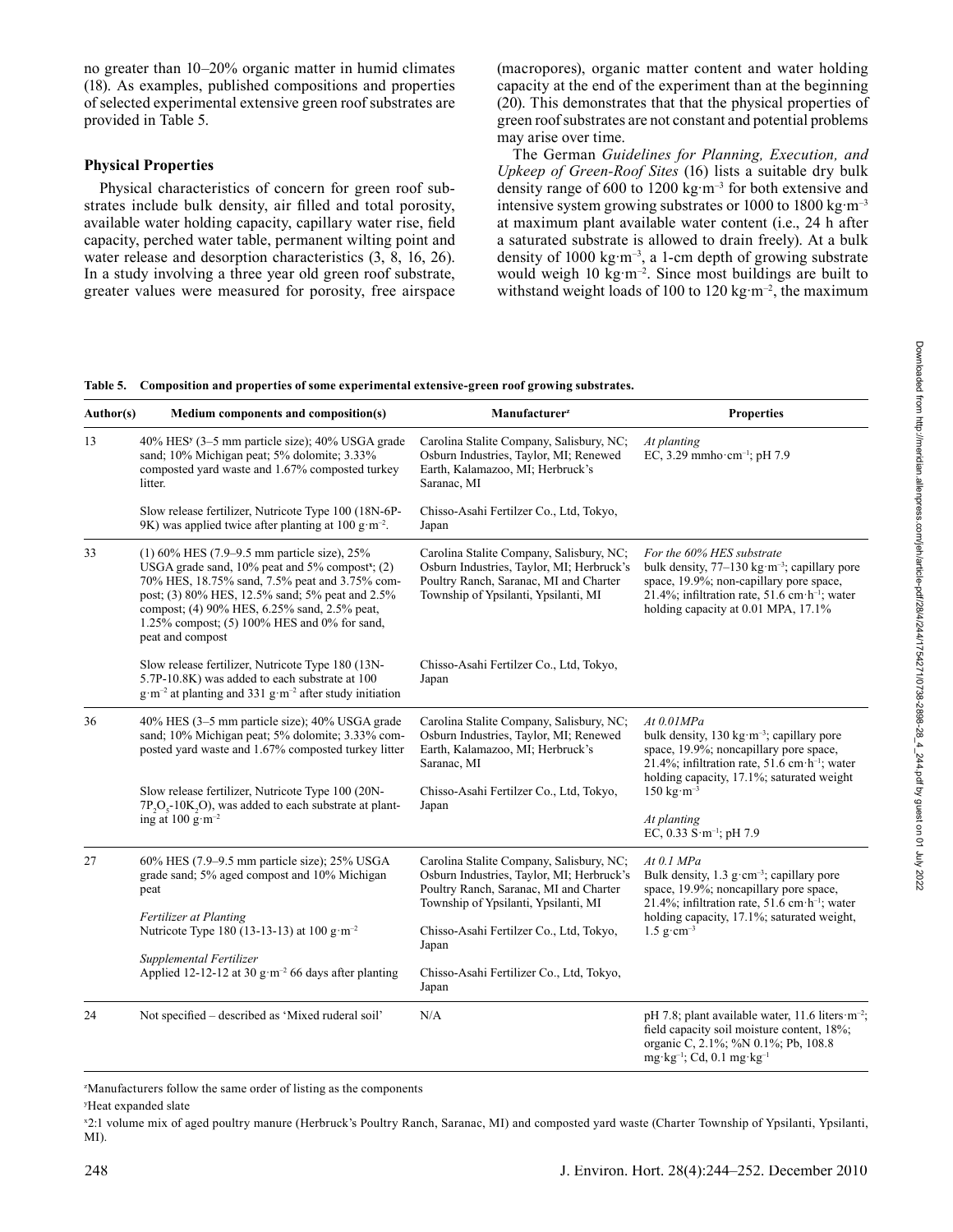no greater than 10–20% organic matter in humid climates (18). As examples, published compositions and properties of selected experimental extensive green roof substrates are provided in Table 5.

### Physical Properties

Physical characteristics of concern for green roof substrates include bulk density, air filled and total porosity, available water holding capacity, capillary water rise, field capacity, perched water table, permanent wilting point and water release and desorption characteristics (3, 8, 16, 26). In a study involving a three year old green roof substrate, greater values were measured for porosity, free airspace (macropores), organic matter content and water holding capacity at the end of the experiment than at the beginning (20). This demonstrates that that the physical properties of green roof substrates are not constant and potential problems may arise over time.

The German *Guidelines for Planning, Execution, and Upkeep of Green-Roof Sites* (16) lists a suitable dry bulk density range of 600 to 1200 kg·m$^{-3}$ for both extensive and intensive system growing substrates or 1000 to 1800 kg·m$^{-3}$ at maximum plant available water content (i.e., 24 h after a saturated substrate is allowed to drain freely). At a bulk density of 1000 kg·m$^{-3}$, a 1-cm depth of growing substrate would weigh 10 kg·m$^{-2}$. Since most buildings are built to withstand weight loads of 100 to 120 kg·m$^{-2}$, the maximum

**Table 5. Composition and properties of some experimental extensive-green roof growing substrates.**

| Author(s) | Medium components and composition(s) | Manufacturer[z] | Properties |
|---|---|---|---|
| 13 | 40% HES[y] (3–5 mm particle size); 40% USGA grade sand; 10% Michigan peat; 5% dolomite; 3.33% composted yard waste and 1.67% composted turkey litter. | Carolina Stalite Company, Salisbury, NC; Osburn Industries, Taylor, MI; Renewed Earth, Kalamazoo, MI; Herbruck's Saranac, MI | *At planting* EC, 3.29 mmho·cm$^{-1}$; pH 7.9 |
| | Slow release fertilizer, Nutricote Type 100 (18N-6P-9K) was applied twice after planting at 100 g·m$^{-2}$. | Chisso-Asahi Fertilzer Co., Ltd, Tokyo, Japan | |
| 33 | (1) 60% HES (7.9–9.5 mm particle size), 25% USGA grade sand, 10% peat and 5% compost[x]; (2) 70% HES, 18.75% sand, 7.5% peat and 3.75% compost; (3) 80% HES, 12.5% sand; 5% peat and 2.5% compost; (4) 90% HES, 6.25% sand, 2.5% peat, 1.25% compost; (5) 100% HES and 0% for sand, peat and compost | Carolina Stalite Company, Salisbury, NC; Osburn Industries, Taylor, MI; Herbruck's Poultry Ranch, Saranac, MI and Charter Township of Ypsilanti, Ypsilanti, MI | *For the 60% HES substrate* bulk density, 77–130 kg·m$^{-3}$; capillary pore space, 19.9%; non-capillary pore space, 21.4%; infiltration rate, 51.6 cm·h$^{-1}$; water holding capacity at 0.01 MPA, 17.1% |
| | Slow release fertilizer, Nutricote Type 180 (13N-5.7P-10.8K) was added to each substrate at 100 g·m$^{-2}$ at planting and 331 g·m$^{-2}$ after study initiation | Chisso-Asahi Fertilzer Co., Ltd, Tokyo, Japan | |
| 36 | 40% HES (3–5 mm particle size); 40% USGA grade sand; 10% Michigan peat; 5% dolomite; 3.33% composted yard waste and 1.67% composted turkey litter | Carolina Stalite Company, Salisbury, NC; Osburn Industries, Taylor, MI; Renewed Earth, Kalamazoo, MI; Herbruck's Saranac, MI | *At 0.01MPa* bulk density, 130 kg·m$^{-3}$; capillary pore space, 19.9%; noncapillary pore space, 21.4%; infiltration rate, 51.6 cm·h$^{-1}$; water holding capacity, 17.1%; saturated weight 150 kg·m$^{-3}$ |
| | Slow release fertilizer, Nutricote Type 100 (20N-7$P_2O_5$-10$K_2O$), was added to each substrate at planting at 100 g·m$^{-2}$ | Chisso-Asahi Fertilzer Co., Ltd, Tokyo, Japan | *At planting* EC, 0.33 S·m$^{-1}$; pH 7.9 |
| 27 | 60% HES (7.9–9.5 mm particle size); 25% USGA grade sand; 5% aged compost and 10% Michigan peat | Carolina Stalite Company, Salisbury, NC; Osburn Industries, Taylor, MI; Herbruck's Poultry Ranch, Saranac, MI and Charter Township of Ypsilanti, Ypsilanti, MI | *At 0.1 MPa* Bulk density, 1.3 g·cm$^{-3}$; capillary pore space, 19.9%; noncapillary pore space, 21.4%; infiltration rate, 51.6 cm·h$^{-1}$; water holding capacity, 17.1%; saturated weight, 1.5 g·cm$^{-3}$ |
| | *Fertilizer at Planting* Nutricote Type 180 (13-13-13) at 100 g·m$^{-2}$ | Chisso-Asahi Fertilzer Co., Ltd, Tokyo, Japan | |
| | *Supplemental Fertilizer* Applied 12-12-12 at 30 g·m$^{-2}$ 66 days after planting | Chisso-Asahi Fertilizer Co., Ltd, Tokyo, Japan | |
| 24 | Not specified – described as 'Mixed ruderal soil' | N/A | pH 7.8; plant available water, 11.6 liters·m$^{-2}$; field capacity soil moisture content, 18%; organic C, 2.1%; %N 0.1%; Pb, 108.8 mg·kg$^{-1}$; Cd, 0.1 mg·kg$^{-1}$ |

[z]Manufacturers follow the same order of listing as the components

[y]Heat expanded slate

[x]2:1 volume mix of aged poultry manure (Herbruck's Poultry Ranch, Saranac, MI) and composted yard waste (Charter Township of Ypsilanti, Ypsilanti, MI).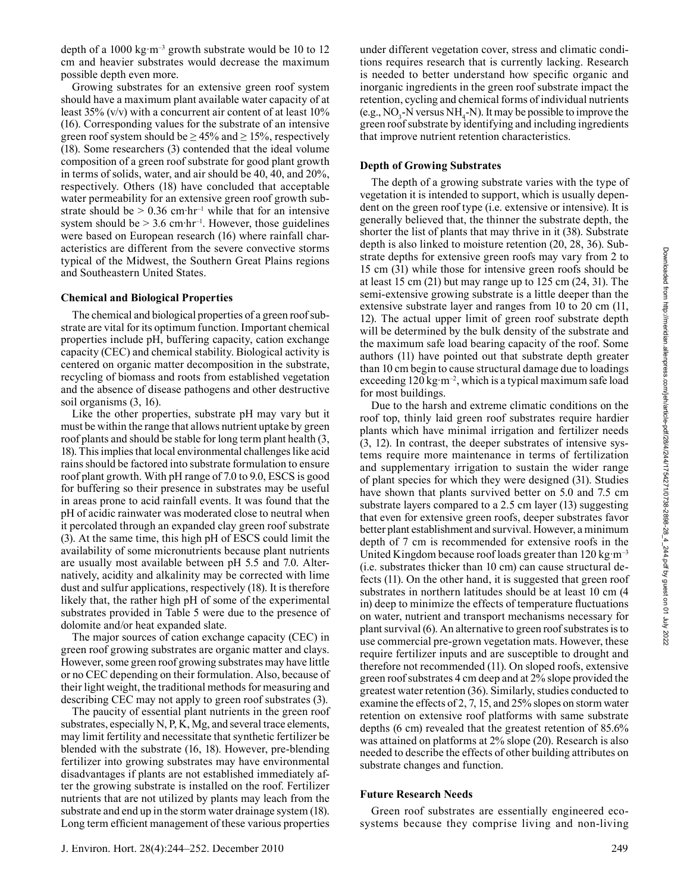depth of a 1000 kg·m$^{-3}$ growth substrate would be 10 to 12 cm and heavier substrates would decrease the maximum possible depth even more.

Growing substrates for an extensive green roof system should have a maximum plant available water capacity of at least 35% (v/v) with a concurrent air content of at least 10% (16). Corresponding values for the substrate of an intensive green roof system should be ≥ 45% and ≥ 15%, respectively (18). Some researchers (3) contended that the ideal volume composition of a green roof substrate for good plant growth in terms of solids, water, and air should be 40, 40, and 20%, respectively. Others (18) have concluded that acceptable water permeability for an extensive green roof growth substrate should be > 0.36 cm·hr$^{-1}$ while that for an intensive system should be > 3.6 cm·hr$^{-1}$. However, those guidelines were based on European research (16) where rainfall characteristics are different from the severe convective storms typical of the Midwest, the Southern Great Plains regions and Southeastern United States.

### Chemical and Biological Properties

The chemical and biological properties of a green roof substrate are vital for its optimum function. Important chemical properties include pH, buffering capacity, cation exchange capacity (CEC) and chemical stability. Biological activity is centered on organic matter decomposition in the substrate, recycling of biomass and roots from established vegetation and the absence of disease pathogens and other destructive soil organisms (3, 16).

Like the other properties, substrate pH may vary but it must be within the range that allows nutrient uptake by green roof plants and should be stable for long term plant health (3, 18). This implies that local environmental challenges like acid rains should be factored into substrate formulation to ensure roof plant growth. With pH range of 7.0 to 9.0, ESCS is good for buffering so their presence in substrates may be useful in areas prone to acid rainfall events. It was found that the pH of acidic rainwater was moderated close to neutral when it percolated through an expanded clay green roof substrate (3). At the same time, this high pH of ESCS could limit the availability of some micronutrients because plant nutrients are usually most available between pH 5.5 and 7.0. Alternatively, acidity and alkalinity may be corrected with lime dust and sulfur applications, respectively (18). It is therefore likely that, the rather high pH of some of the experimental substrates provided in Table 5 were due to the presence of dolomite and/or heat expanded slate.

The major sources of cation exchange capacity (CEC) in green roof growing substrates are organic matter and clays. However, some green roof growing substrates may have little or no CEC depending on their formulation. Also, because of their light weight, the traditional methods for measuring and describing CEC may not apply to green roof substrates (3).

The paucity of essential plant nutrients in the green roof substrates, especially N, P, K, Mg, and several trace elements, may limit fertility and necessitate that synthetic fertilizer be blended with the substrate (16, 18). However, pre-blending fertilizer into growing substrates may have environmental disadvantages if plants are not established immediately after the growing substrate is installed on the roof. Fertilizer nutrients that are not utilized by plants may leach from the substrate and end up in the storm water drainage system (18). Long term efficient management of these various properties under different vegetation cover, stress and climatic conditions requires research that is currently lacking. Research is needed to better understand how specific organic and inorganic ingredients in the green roof substrate impact the retention, cycling and chemical forms of individual nutrients (e.g., $NO_3$-N versus $NH_4$-N). It may be possible to improve the green roof substrate by identifying and including ingredients that improve nutrient retention characteristics.

### Depth of Growing Substrates

The depth of a growing substrate varies with the type of vegetation it is intended to support, which is usually dependent on the green roof type (i.e. extensive or intensive). It is generally believed that, the thinner the substrate depth, the shorter the list of plants that may thrive in it (38). Substrate depth is also linked to moisture retention (20, 28, 36). Substrate depths for extensive green roofs may vary from 2 to 15 cm (31) while those for intensive green roofs should be at least 15 cm (21) but may range up to 125 cm (24, 31). The semi-extensive growing substrate is a little deeper than the extensive substrate layer and ranges from 10 to 20 cm (11, 12). The actual upper limit of green roof substrate depth will be determined by the bulk density of the substrate and the maximum safe load bearing capacity of the roof. Some authors (11) have pointed out that substrate depth greater than 10 cm begin to cause structural damage due to loadings exceeding 120 kg·m$^{-2}$, which is a typical maximum safe load for most buildings.

Due to the harsh and extreme climatic conditions on the roof top, thinly laid green roof substrates require hardier plants which have minimal irrigation and fertilizer needs (3, 12). In contrast, the deeper substrates of intensive systems require more maintenance in terms of fertilization and supplementary irrigation to sustain the wider range of plant species for which they were designed (31). Studies have shown that plants survived better on 5.0 and 7.5 cm substrate layers compared to a 2.5 cm layer (13) suggesting that even for extensive green roofs, deeper substrates favor better plant establishment and survival. However, a minimum depth of 7 cm is recommended for extensive roofs in the United Kingdom because roof loads greater than 120 kg·m$^{-3}$ (i.e. substrates thicker than 10 cm) can cause structural defects (11). On the other hand, it is suggested that green roof substrates in northern latitudes should be at least 10 cm (4 in) deep to minimize the effects of temperature fluctuations on water, nutrient and transport mechanisms necessary for plant survival (6). An alternative to green roof substrates is to use commercial pre-grown vegetation mats. However, these require fertilizer inputs and are susceptible to drought and therefore not recommended (11). On sloped roofs, extensive green roof substrates 4 cm deep and at 2% slope provided the greatest water retention (36). Similarly, studies conducted to examine the effects of 2, 7, 15, and 25% slopes on storm water retention on extensive roof platforms with same substrate depths (6 cm) revealed that the greatest retention of 85.6% was attained on platforms at 2% slope (20). Research is also needed to describe the effects of other building attributes on substrate changes and function.

### Future Research Needs

Green roof substrates are essentially engineered ecosystems because they comprise living and non-living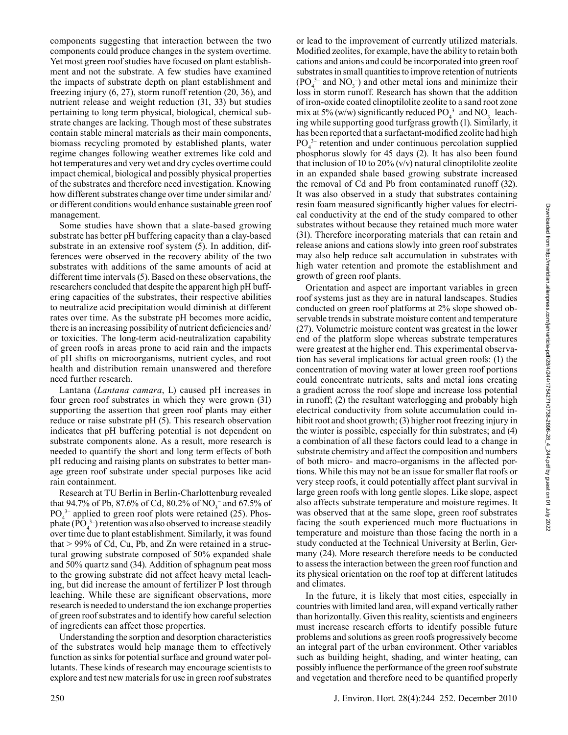components suggesting that interaction between the two components could produce changes in the system overtime. Yet most green roof studies have focused on plant establishment and not the substrate. A few studies have examined the impacts of substrate depth on plant establishment and freezing injury (6, 27), storm runoff retention (20, 36), and nutrient release and weight reduction (31, 33) but studies pertaining to long term physical, biological, chemical substrate changes are lacking. Though most of these substrates contain stable mineral materials as their main components, biomass recycling promoted by established plants, water regime changes following weather extremes like cold and hot temperatures and very wet and dry cycles overtime could impact chemical, biological and possibly physical properties of the substrates and therefore need investigation. Knowing how different substrates change over time under similar and/or different conditions would enhance sustainable green roof management.

Some studies have shown that a slate-based growing substrate has better pH buffering capacity than a clay-based substrate in an extensive roof system (5). In addition, differences were observed in the recovery ability of the two substrates with additions of the same amounts of acid at different time intervals (5). Based on these observations, the researchers concluded that despite the apparent high pH buffering capacities of the substrates, their respective abilities to neutralize acid precipitation would diminish at different rates over time. As the substrate pH becomes more acidic, there is an increasing possibility of nutrient deficiencies and/or toxicities. The long-term acid-neutralization capability of green roofs in areas prone to acid rain and the impacts of pH shifts on microorganisms, nutrient cycles, and root health and distribution remain unanswered and therefore need further research.

Lantana (*Lantana camara*, L) caused pH increases in four green roof substrates in which they were grown (31) supporting the assertion that green roof plants may either reduce or raise substrate pH (5). This research observation indicates that pH buffering potential is not dependent on substrate components alone. As a result, more research is needed to quantify the short and long term effects of both pH reducing and raising plants on substrates to better manage green roof substrate under special purposes like acid rain containment.

Research at TU Berlin in Berlin-Charlottenburg revealed that 94.7% of Pb, 87.6% of Cd, 80.2% of $NO_3^-$ and 67.5% of $PO_4^{3-}$ applied to green roof plots were retained (25). Phosphate ($PO_4^{3-}$) retention was also observed to increase steadily over time due to plant establishment. Similarly, it was found that > 99% of Cd, Cu, Pb, and Zn were retained in a structural growing substrate composed of 50% expanded shale and 50% quartz sand (34). Addition of sphagnum peat moss to the growing substrate did not affect heavy metal leaching, but did increase the amount of fertilizer P lost through leaching. While these are significant observations, more research is needed to understand the ion exchange properties of green roof substrates and to identify how careful selection of ingredients can affect those properties.

Understanding the sorption and desorption characteristics of the substrates would help manage them to effectively function as sinks for potential surface and ground water pollutants. These kinds of research may encourage scientists to explore and test new materials for use in green roof substrates or lead to the improvement of currently utilized materials. Modified zeolites, for example, have the ability to retain both cations and anions and could be incorporated into green roof substrates in small quantities to improve retention of nutrients ($PO_4^{3-}$ and $NO_3^-$) and other metal ions and minimize their loss in storm runoff. Research has shown that the addition of iron-oxide coated clinoptilolite zeolite to a sand root zone mix at 5% (w/w) significantly reduced $PO_4^{3-}$ and $NO_3^-$ leaching while supporting good turfgrass growth (1). Similarly, it has been reported that a surfactant-modified zeolite had high $PO_4^{3-}$ retention and under continuous percolation supplied phosphorus slowly for 45 days (2). It has also been found that inclusion of 10 to 20% (v/v) natural clinoptilolite zeolite in an expanded shale based growing substrate increased the removal of Cd and Pb from contaminated runoff (32). It was also observed in a study that substrates containing resin foam measured significantly higher values for electrical conductivity at the end of the study compared to other substrates without because they retained much more water (31). Therefore incorporating materials that can retain and release anions and cations slowly into green roof substrates may also help reduce salt accumulation in substrates with high water retention and promote the establishment and growth of green roof plants.

Orientation and aspect are important variables in green roof systems just as they are in natural landscapes. Studies conducted on green roof platforms at 2% slope showed observable trends in substrate moisture content and temperature (27). Volumetric moisture content was greatest in the lower end of the platform slope whereas substrate temperatures were greatest at the higher end. This experimental observation has several implications for actual green roofs: (1) the concentration of moving water at lower green roof portions could concentrate nutrients, salts and metal ions creating a gradient across the roof slope and increase loss potential in runoff; (2) the resultant waterlogging and probably high electrical conductivity from solute accumulation could inhibit root and shoot growth; (3) higher root freezing injury in the winter is possible, especially for thin substrates; and (4) a combination of all these factors could lead to a change in substrate chemistry and affect the composition and numbers of both micro- and macro-organisms in the affected portions. While this may not be an issue for smaller flat roofs or very steep roofs, it could potentially affect plant survival in large green roofs with long gentle slopes. Like slope, aspect also affects substrate temperature and moisture regimes. It was observed that at the same slope, green roof substrates facing the south experienced much more fluctuations in temperature and moisture than those facing the north in a study conducted at the Technical University at Berlin, Germany (24). More research therefore needs to be conducted to assess the interaction between the green roof function and its physical orientation on the roof top at different latitudes and climates.

In the future, it is likely that most cities, especially in countries with limited land area, will expand vertically rather than horizontally. Given this reality, scientists and engineers must increase research efforts to identify possible future problems and solutions as green roofs progressively become an integral part of the urban environment. Other variables such as building height, shading, and winter heating, can possibly influence the performance of the green roof substrate and vegetation and therefore need to be quantified properly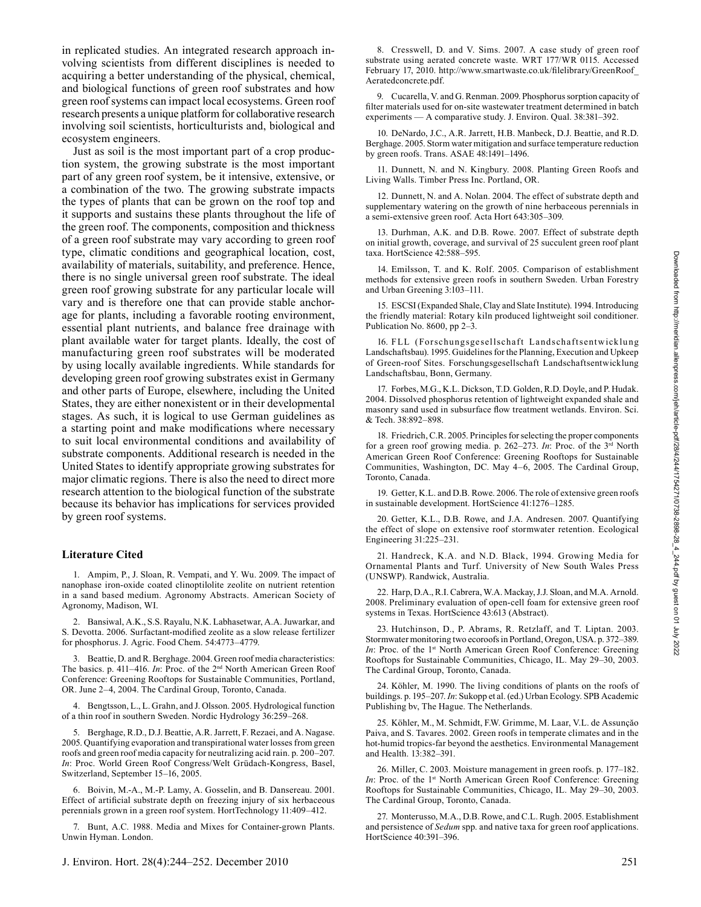in replicated studies. An integrated research approach involving scientists from different disciplines is needed to acquiring a better understanding of the physical, chemical, and biological functions of green roof substrates and how green roof systems can impact local ecosystems. Green roof research presents a unique platform for collaborative research involving soil scientists, horticulturists and, biological and ecosystem engineers.

Just as soil is the most important part of a crop production system, the growing substrate is the most important part of any green roof system, be it intensive, extensive, or a combination of the two. The growing substrate impacts the types of plants that can be grown on the roof top and it supports and sustains these plants throughout the life of the green roof. The components, composition and thickness of a green roof substrate may vary according to green roof type, climatic conditions and geographical location, cost, availability of materials, suitability, and preference. Hence, there is no single universal green roof substrate. The ideal green roof growing substrate for any particular locale will vary and is therefore one that can provide stable anchorage for plants, including a favorable rooting environment, essential plant nutrients, and balance free drainage with plant available water for target plants. Ideally, the cost of manufacturing green roof substrates will be moderated by using locally available ingredients. While standards for developing green roof growing substrates exist in Germany and other parts of Europe, elsewhere, including the United States, they are either nonexistent or in their developmental stages. As such, it is logical to use German guidelines as a starting point and make modifications where necessary to suit local environmental conditions and availability of substrate components. Additional research is needed in the United States to identify appropriate growing substrates for major climatic regions. There is also the need to direct more research attention to the biological function of the substrate because its behavior has implications for services provided by green roof systems.

## Literature Cited

1. Ampim, P., J. Sloan, R. Vempati, and Y. Wu. 2009. The impact of nanophase iron-oxide coated clinoptilolite zeolite on nutrient retention in a sand based medium. Agronomy Abstracts. American Society of Agronomy, Madison, WI.

2. Bansiwal, A.K., S.S. Rayalu, N.K. Labhasetwar, A.A. Juwarkar, and S. Devotta. 2006. Surfactant-modified zeolite as a slow release fertilizer for phosphorus. J. Agric. Food Chem. 54:4773–4779.

3. Beattie, D. and R. Berghage. 2004. Green roof media characteristics: The basics. p. 411–416. *In*: Proc. of the 2nd North American Green Roof Conference: Greening Rooftops for Sustainable Communities, Portland, OR. June 2–4, 2004. The Cardinal Group, Toronto, Canada.

4. Bengtsson, L., L. Grahn, and J. Olsson. 2005. Hydrological function of a thin roof in southern Sweden. Nordic Hydrology 36:259–268.

5. Berghage, R.D., D.J. Beattie, A.R. Jarrett, F. Rezaei, and A. Nagase. 2005. Quantifying evaporation and transpirational water losses from green roofs and green roof media capacity for neutralizing acid rain. p. 200–207. *In*: Proc. World Green Roof Congress/Welt Grüdach-Kongress, Basel, Switzerland, September 15–16, 2005.

6. Boivin, M.-A., M.-P. Lamy, A. Gosselin, and B. Dansereau. 2001. Effect of artificial substrate depth on freezing injury of six herbaceous perennials grown in a green roof system. HortTechnology 11:409–412.

7. Bunt, A.C. 1988. Media and Mixes for Container-grown Plants. Unwin Hyman. London.

8. Cresswell, D. and V. Sims. 2007. A case study of green roof substrate using aerated concrete waste. WRT 177/WR 0115. Accessed February 17, 2010. http://www.smartwaste.co.uk/filelibrary/GreenRoof_Aeratedconcrete.pdf.

9. Cucarella, V. and G. Renman. 2009. Phosphorus sorption capacity of filter materials used for on-site wastewater treatment determined in batch experiments — A comparative study. J. Environ. Qual. 38:381–392.

10. DeNardo, J.C., A.R. Jarrett, H.B. Manbeck, D.J. Beattie, and R.D. Berghage. 2005. Storm water mitigation and surface temperature reduction by green roofs. Trans. ASAE 48:1491–1496.

11. Dunnett, N. and N. Kingbury. 2008. Planting Green Roofs and Living Walls. Timber Press Inc. Portland, OR.

12. Dunnett, N. and A. Nolan. 2004. The effect of substrate depth and supplementary watering on the growth of nine herbaceous perennials in a semi-extensive green roof. Acta Hort 643:305–309.

13. Durhman, A.K. and D.B. Rowe. 2007. Effect of substrate depth on initial growth, coverage, and survival of 25 succulent green roof plant taxa. HortScience 42:588–595.

14. Emilsson, T. and K. Rolf. 2005. Comparison of establishment methods for extensive green roofs in southern Sweden. Urban Forestry and Urban Greening 3:103–111.

15. ESCSI (Expanded Shale, Clay and Slate Institute). 1994. Introducing the friendly material: Rotary kiln produced lightweight soil conditioner. Publication No. 8600, pp 2–3.

16. FLL (Forschungsgesellschaft Landschaftsentwicklung Landschaftsbau). 1995. Guidelines for the Planning, Execution and Upkeep of Green-roof Sites. Forschungsgesellschaft Landschaftsentwicklung Landschaftsbau, Bonn, Germany.

17. Forbes, M.G., K.L. Dickson, T.D. Golden, R.D. Doyle, and P. Hudak. 2004. Dissolved phosphorus retention of lightweight expanded shale and masonry sand used in subsurface flow treatment wetlands. Environ. Sci. & Tech. 38:892–898.

18. Friedrich, C.R. 2005. Principles for selecting the proper components for a green roof growing media. p. 262–273. *In*: Proc. of the 3rd North American Green Roof Conference: Greening Rooftops for Sustainable Communities, Washington, DC. May 4–6, 2005. The Cardinal Group, Toronto, Canada.

19. Getter, K.L. and D.B. Rowe. 2006. The role of extensive green roofs in sustainable development. HortScience 41:1276–1285.

20. Getter, K.L., D.B. Rowe, and J.A. Andresen. 2007. Quantifying the effect of slope on extensive roof stormwater retention. Ecological Engineering 31:225–231.

21. Handreck, K.A. and N.D. Black, 1994. Growing Media for Ornamental Plants and Turf. University of New South Wales Press (UNSWP). Randwick, Australia.

22. Harp, D.A., R.I. Cabrera, W.A. Mackay, J.J. Sloan, and M.A. Arnold. 2008. Preliminary evaluation of open-cell foam for extensive green roof systems in Texas. HortScience 43:613 (Abstract).

23. Hutchinson, D., P. Abrams, R. Retzlaff, and T. Liptan. 2003. Stormwater monitoring two ecoroofs in Portland, Oregon, USA. p. 372–389. *In*: Proc. of the 1st North American Green Roof Conference: Greening Rooftops for Sustainable Communities, Chicago, IL. May 29–30, 2003. The Cardinal Group, Toronto, Canada.

24. Köhler, M. 1990. The living conditions of plants on the roofs of buildings. p. 195–207. *In*: Sukopp et al. (ed.) Urban Ecology. SPB Academic Publishing bv, The Hague. The Netherlands.

25. Köhler, M., M. Schmidt, F.W. Grimme, M. Laar, V.L. de Assunção Paiva, and S. Tavares. 2002. Green roofs in temperate climates and in the hot-humid tropics-far beyond the aesthetics. Environmental Management and Health. 13:382–391.

26. Miller, C. 2003. Moisture management in green roofs. p. 177–182. *In*: Proc. of the 1st North American Green Roof Conference: Greening Rooftops for Sustainable Communities, Chicago, IL. May 29–30, 2003. The Cardinal Group, Toronto, Canada.

27. Monterusso, M.A., D.B. Rowe, and C.L. Rugh. 2005. Establishment and persistence of *Sedum* spp. and native taxa for green roof applications. HortScience 40:391–396.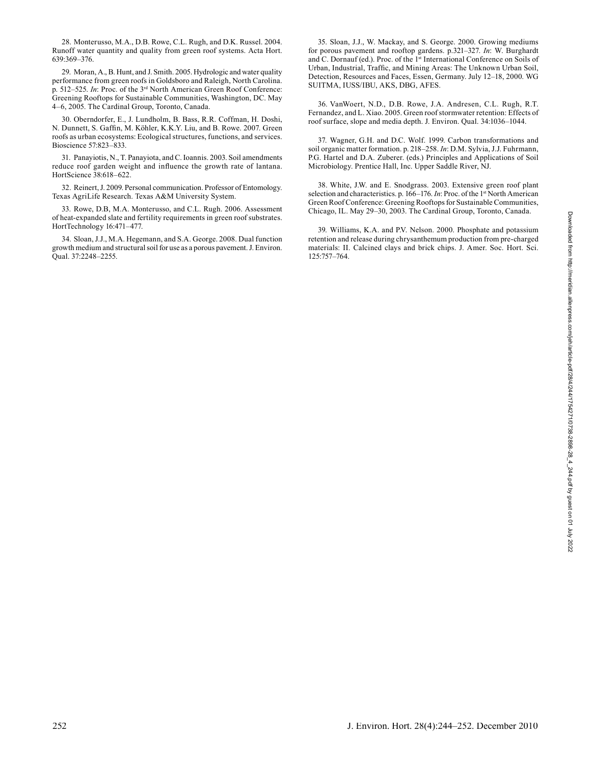28. Monterusso, M.A., D.B. Rowe, C.L. Rugh, and D.K. Russel. 2004. Runoff water quantity and quality from green roof systems. Acta Hort. 639:369–376.

29. Moran, A., B. Hunt, and J. Smith. 2005. Hydrologic and water quality performance from green roofs in Goldsboro and Raleigh, North Carolina. p. 512–525. *In*: Proc. of the 3rd North American Green Roof Conference: Greening Rooftops for Sustainable Communities, Washington, DC. May 4–6, 2005. The Cardinal Group, Toronto, Canada.

30. Oberndorfer, E., J. Lundholm, B. Bass, R.R. Coffman, H. Doshi, N. Dunnett, S. Gaffin, M. Köhler, K.K.Y. Liu, and B. Rowe. 2007. Green roofs as urban ecosystems: Ecological structures, functions, and services. Bioscience 57:823–833.

31. Panayiotis, N., T. Panayiota, and C. Ioannis. 2003. Soil amendments reduce roof garden weight and influence the growth rate of lantana. HortScience 38:618–622.

32. Reinert, J. 2009. Personal communication. Professor of Entomology. Texas AgriLife Research. Texas A&M University System.

33. Rowe, D.B, M.A. Monterusso, and C.L. Rugh. 2006. Assessment of heat-expanded slate and fertility requirements in green roof substrates. HortTechnology 16:471–477.

34. Sloan, J.J., M.A. Hegemann, and S.A. George. 2008. Dual function growth medium and structural soil for use as a porous pavement. J. Environ. Qual. 37:2248–2255.

35. Sloan, J.J., W. Mackay, and S. George. 2000. Growing mediums for porous pavement and rooftop gardens. p.321–327. *In*: W. Burghardt and C. Dornauf (ed.). Proc. of the 1st International Conference on Soils of Urban, Industrial, Traffic, and Mining Areas: The Unknown Urban Soil, Detection, Resources and Faces, Essen, Germany. July 12–18, 2000. WG SUITMA, IUSS/IBU, AKS, DBG, AFES.

36. VanWoert, N.D., D.B. Rowe, J.A. Andresen, C.L. Rugh, R.T. Fernandez, and L. Xiao. 2005. Green roof stormwater retention: Effects of roof surface, slope and media depth. J. Environ. Qual. 34:1036–1044.

37. Wagner, G.H. and D.C. Wolf. 1999. Carbon transformations and soil organic matter formation. p. 218–258. *In*: D.M. Sylvia, J.J. Fuhrmann, P.G. Hartel and D.A. Zuberer. (eds.) Principles and Applications of Soil Microbiology. Prentice Hall, Inc. Upper Saddle River, NJ.

38. White, J.W. and E. Snodgrass. 2003. Extensive green roof plant selection and characteristics. p. 166–176. *In*: Proc. of the 1st North American Green Roof Conference: Greening Rooftops for Sustainable Communities, Chicago, IL. May 29–30, 2003. The Cardinal Group, Toronto, Canada.

39. Williams, K.A. and P.V. Nelson. 2000. Phosphate and potassium retention and release during chrysanthemum production from pre-charged materials: II. Calcined clays and brick chips. J. Amer. Soc. Hort. Sci. 125:757–764.